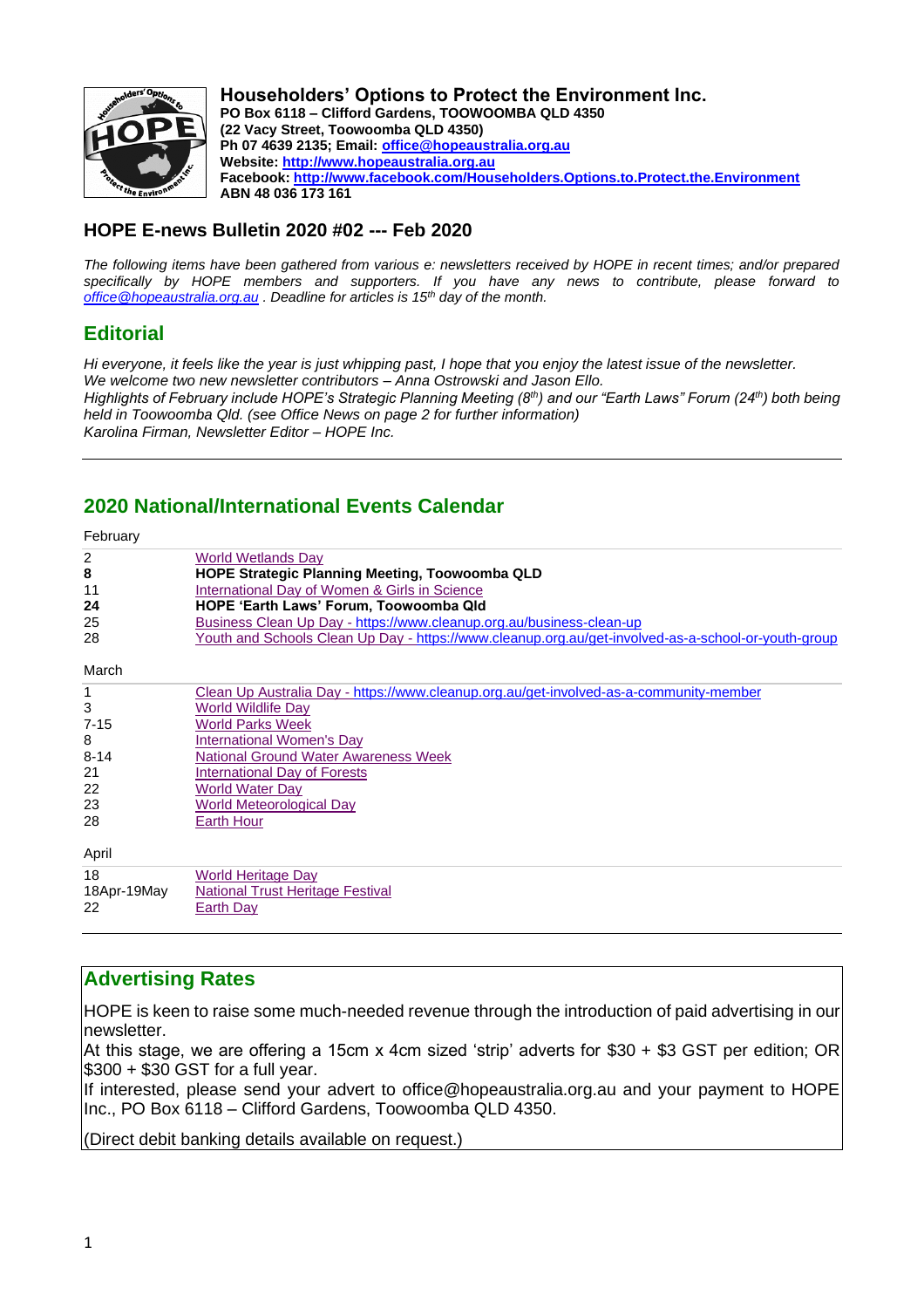**Householders' Options to Protect the Environment Inc.**
**PO Box 6118 – Clifford Gardens, TOOWOOMBA QLD 4350**
**(22 Vacy Street, Toowoomba QLD 4350)**
**Ph 07 4639 2135; Email: office@hopeaustralia.org.au**
**Website: http://www.hopeaustralia.org.au**
**Facebook: http://www.facebook.com/Householders.Options.to.Protect.the.Environment**
**ABN 48 036 173 161**

## HOPE E-news Bulletin 2020 #02 --- Feb 2020

*The following items have been gathered from various e: newsletters received by HOPE in recent times; and/or prepared specifically by HOPE members and supporters. If you have any news to contribute, please forward to office@hopeaustralia.org.au . Deadline for articles is 15th day of the month.*

## Editorial

*Hi everyone, it feels like the year is just whipping past, I hope that you enjoy the latest issue of the newsletter.*
*We welcome two new newsletter contributors – Anna Ostrowski and Jason Ello.*
*Highlights of February include HOPE's Strategic Planning Meeting (8th) and our "Earth Laws" Forum (24th) both being held in Toowoomba Qld. (see Office News on page 2 for further information)*
*Karolina Firman, Newsletter Editor – HOPE Inc.*

---

## 2020 National/International Events Calendar

February

| | |
|---|---|
| 2 | World Wetlands Day |
| **8** | **HOPE Strategic Planning Meeting, Toowoomba QLD** |
| 11 | International Day of Women & Girls in Science |
| **24** | **HOPE 'Earth Laws' Forum, Toowoomba Qld** |
| 25 | Business Clean Up Day - https://www.cleanup.org.au/business-clean-up |
| 28 | Youth and Schools Clean Up Day - https://www.cleanup.org.au/get-involved-as-a-school-or-youth-group |

March

| | |
|---|---|
| 1 | Clean Up Australia Day - https://www.cleanup.org.au/get-involved-as-a-community-member |
| 3 | World Wildlife Day |
| 7-15 | World Parks Week |
| 8 | International Women's Day |
| 8-14 | National Ground Water Awareness Week |
| 21 | International Day of Forests |
| 22 | World Water Day |
| 23 | World Meteorological Day |
| 28 | Earth Hour |

April

| | |
|---|---|
| 18 | World Heritage Day |
| 18Apr-19May | National Trust Heritage Festival |
| 22 | Earth Day |

---

## Advertising Rates

HOPE is keen to raise some much-needed revenue through the introduction of paid advertising in our newsletter.
At this stage, we are offering a 15cm x 4cm sized 'strip' adverts for $30 + $3 GST per edition; OR $300 + $30 GST for a full year.
If interested, please send your advert to office@hopeaustralia.org.au and your payment to HOPE Inc., PO Box 6118 – Clifford Gardens, Toowoomba QLD 4350.

(Direct debit banking details available on request.)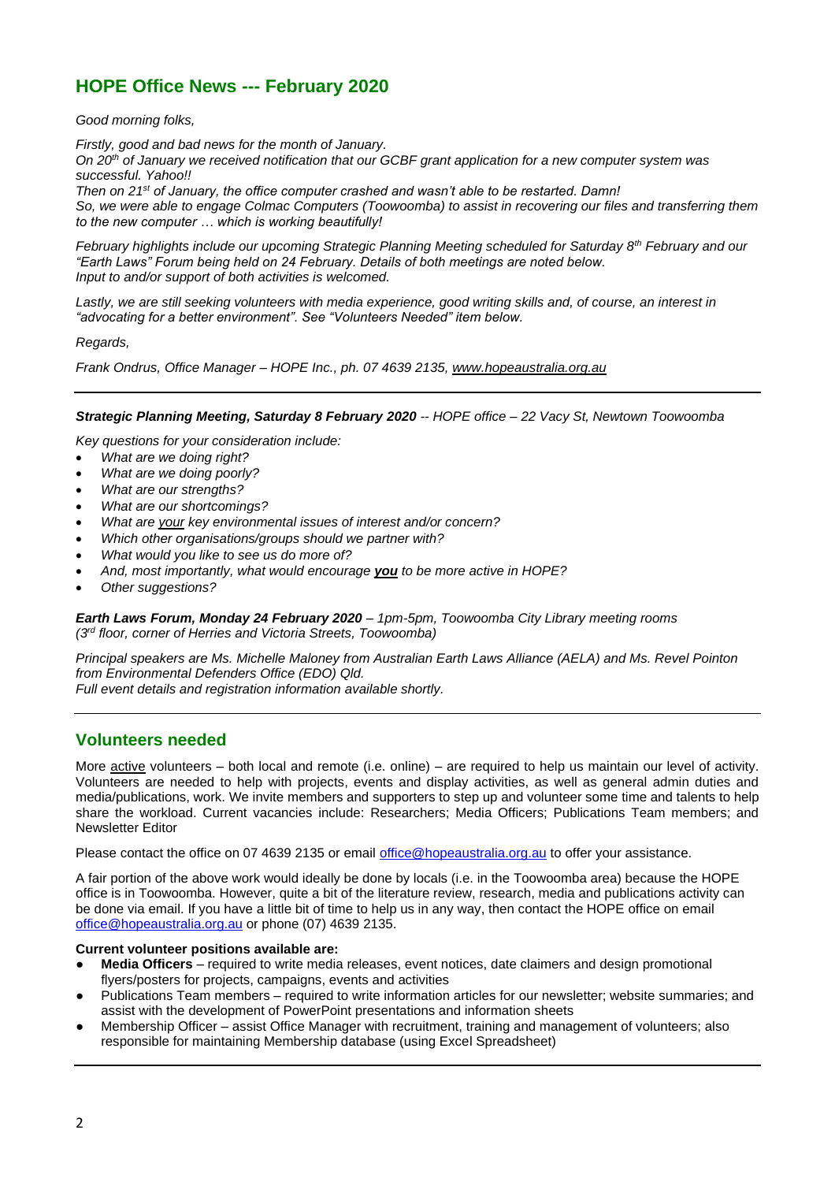## HOPE Office News --- February 2020

*Good morning folks,*

*Firstly, good and bad news for the month of January.*
*On 20th of January we received notification that our GCBF grant application for a new computer system was successful. Yahoo!!*
*Then on 21st of January, the office computer crashed and wasn't able to be restarted. Damn!*
*So, we were able to engage Colmac Computers (Toowoomba) to assist in recovering our files and transferring them to the new computer … which is working beautifully!*

*February highlights include our upcoming Strategic Planning Meeting scheduled for Saturday 8th February and our "Earth Laws" Forum being held on 24 February. Details of both meetings are noted below.*
*Input to and/or support of both activities is welcomed.*

*Lastly, we are still seeking volunteers with media experience, good writing skills and, of course, an interest in "advocating for a better environment". See "Volunteers Needed" item below.*

*Regards,*

*Frank Ondrus, Office Manager – HOPE Inc., ph. 07 4639 2135, www.hopeaustralia.org.au*

---

***Strategic Planning Meeting, Saturday 8 February 2020*** *-- HOPE office – 22 Vacy St, Newtown Toowoomba*

*Key questions for your consideration include:*

- *What are we doing right?*
- *What are we doing poorly?*
- *What are our strengths?*
- *What are our shortcomings?*
- *What are your key environmental issues of interest and/or concern?*
- *Which other organisations/groups should we partner with?*
- *What would you like to see us do more of?*
- *And, most importantly, what would encourage **you** to be more active in HOPE?*
- *Other suggestions?*

***Earth Laws Forum, Monday 24 February 2020*** *– 1pm-5pm, Toowoomba City Library meeting rooms (3rd floor, corner of Herries and Victoria Streets, Toowoomba)*

*Principal speakers are Ms. Michelle Maloney from Australian Earth Laws Alliance (AELA) and Ms. Revel Pointon from Environmental Defenders Office (EDO) Qld.*
*Full event details and registration information available shortly.*

---

## Volunteers needed

More active volunteers – both local and remote (i.e. online) – are required to help us maintain our level of activity. Volunteers are needed to help with projects, events and display activities, as well as general admin duties and media/publications, work. We invite members and supporters to step up and volunteer some time and talents to help share the workload. Current vacancies include: Researchers; Media Officers; Publications Team members; and Newsletter Editor

Please contact the office on 07 4639 2135 or email office@hopeaustralia.org.au to offer your assistance.

A fair portion of the above work would ideally be done by locals (i.e. in the Toowoomba area) because the HOPE office is in Toowoomba. However, quite a bit of the literature review, research, media and publications activity can be done via email. If you have a little bit of time to help us in any way, then contact the HOPE office on email office@hopeaustralia.org.au or phone (07) 4639 2135.

**Current volunteer positions available are:**

- **Media Officers** – required to write media releases, event notices, date claimers and design promotional flyers/posters for projects, campaigns, events and activities
- Publications Team members – required to write information articles for our newsletter; website summaries; and assist with the development of PowerPoint presentations and information sheets
- Membership Officer – assist Office Manager with recruitment, training and management of volunteers; also responsible for maintaining Membership database (using Excel Spreadsheet)

---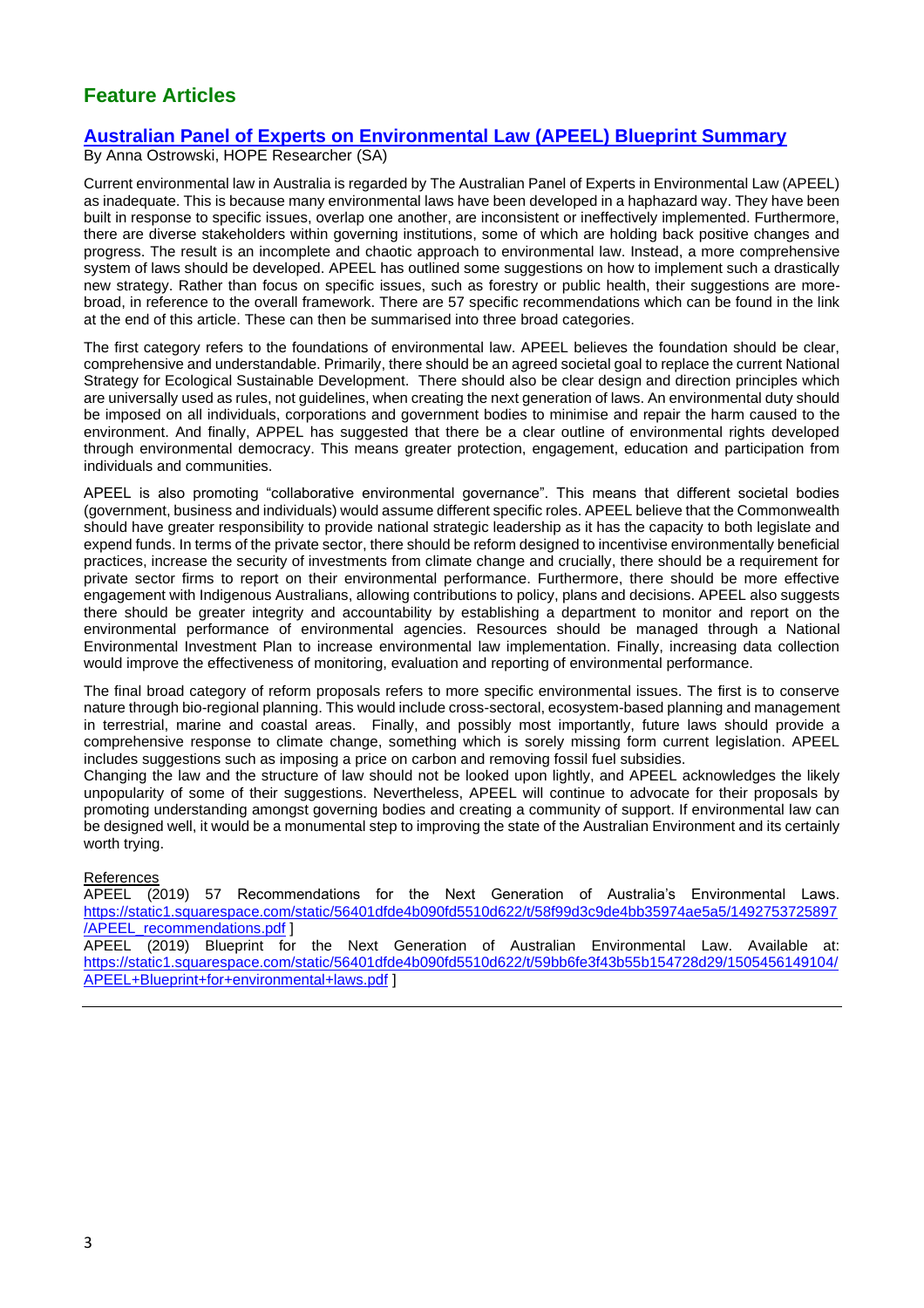## Feature Articles

### [Australian Panel of Experts on Environmental Law (APEEL) Blueprint Summary](https://static1.squarespace.com/static/56401dfde4b090fd5510d622/t/59bb6fe3f43b55b154728d29/1505456149104/APEEL+Blueprint+for+environmental+laws.pdf)

By Anna Ostrowski, HOPE Researcher (SA)

Current environmental law in Australia is regarded by The Australian Panel of Experts in Environmental Law (APEEL) as inadequate. This is because many environmental laws have been developed in a haphazard way. They have been built in response to specific issues, overlap one another, are inconsistent or ineffectively implemented. Furthermore, there are diverse stakeholders within governing institutions, some of which are holding back positive changes and progress. The result is an incomplete and chaotic approach to environmental law. Instead, a more comprehensive system of laws should be developed. APEEL has outlined some suggestions on how to implement such a drastically new strategy. Rather than focus on specific issues, such as forestry or public health, their suggestions are more-broad, in reference to the overall framework. There are 57 specific recommendations which can be found in the link at the end of this article. These can then be summarised into three broad categories.

The first category refers to the foundations of environmental law. APEEL believes the foundation should be clear, comprehensive and understandable. Primarily, there should be an agreed societal goal to replace the current National Strategy for Ecological Sustainable Development. There should also be clear design and direction principles which are universally used as rules, not guidelines, when creating the next generation of laws. An environmental duty should be imposed on all individuals, corporations and government bodies to minimise and repair the harm caused to the environment. And finally, APPEL has suggested that there be a clear outline of environmental rights developed through environmental democracy. This means greater protection, engagement, education and participation from individuals and communities.

APEEL is also promoting "collaborative environmental governance". This means that different societal bodies (government, business and individuals) would assume different specific roles. APEEL believe that the Commonwealth should have greater responsibility to provide national strategic leadership as it has the capacity to both legislate and expend funds. In terms of the private sector, there should be reform designed to incentivise environmentally beneficial practices, increase the security of investments from climate change and crucially, there should be a requirement for private sector firms to report on their environmental performance. Furthermore, there should be more effective engagement with Indigenous Australians, allowing contributions to policy, plans and decisions. APEEL also suggests there should be greater integrity and accountability by establishing a department to monitor and report on the environmental performance of environmental agencies. Resources should be managed through a National Environmental Investment Plan to increase environmental law implementation. Finally, increasing data collection would improve the effectiveness of monitoring, evaluation and reporting of environmental performance.

The final broad category of reform proposals refers to more specific environmental issues. The first is to conserve nature through bio-regional planning. This would include cross-sectoral, ecosystem-based planning and management in terrestrial, marine and coastal areas. Finally, and possibly most importantly, future laws should provide a comprehensive response to climate change, something which is sorely missing form current legislation. APEEL includes suggestions such as imposing a price on carbon and removing fossil fuel subsidies.

Changing the law and the structure of law should not be looked upon lightly, and APEEL acknowledges the likely unpopularity of some of their suggestions. Nevertheless, APEEL will continue to advocate for their proposals by promoting understanding amongst governing bodies and creating a community of support. If environmental law can be designed well, it would be a monumental step to improving the state of the Australian Environment and its certainly worth trying.

References

APEEL (2019) 57 Recommendations for the Next Generation of Australia's Environmental Laws. [https://static1.squarespace.com/static/56401dfde4b090fd5510d622/t/58f99d3c9de4bb35974ae5a5/1492753725897/APEEL_recommendations.pdf](https://static1.squarespace.com/static/56401dfde4b090fd5510d622/t/58f99d3c9de4bb35974ae5a5/1492753725897/APEEL_recommendations.pdf) ]

APEEL (2019) Blueprint for the Next Generation of Australian Environmental Law. Available at: [https://static1.squarespace.com/static/56401dfde4b090fd5510d622/t/59bb6fe3f43b55b154728d29/1505456149104/APEEL+Blueprint+for+environmental+laws.pdf](https://static1.squarespace.com/static/56401dfde4b090fd5510d622/t/59bb6fe3f43b55b154728d29/1505456149104/APEEL+Blueprint+for+environmental+laws.pdf) ]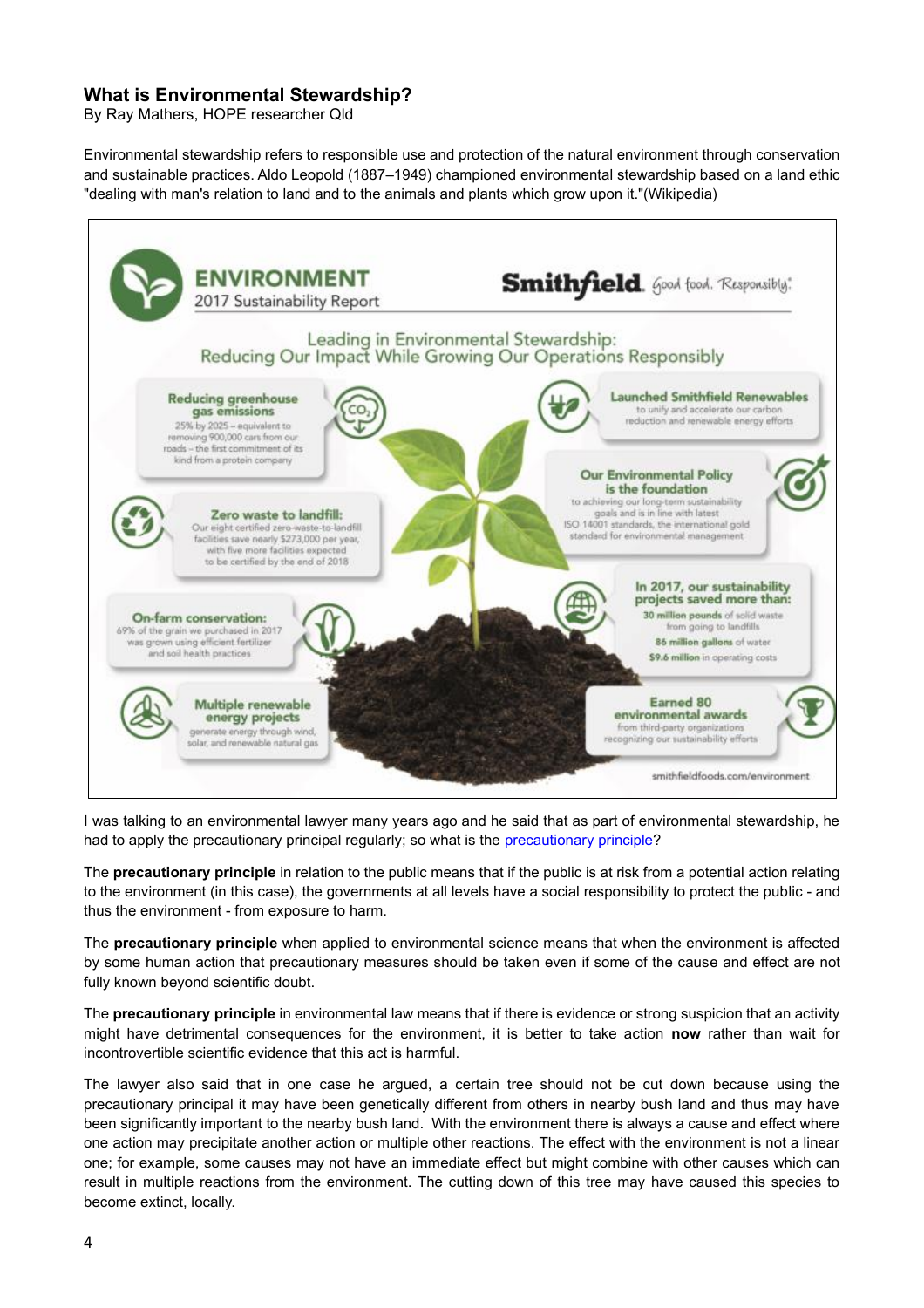## What is Environmental Stewardship?

By Ray Mathers, HOPE researcher Qld

Environmental stewardship refers to responsible use and protection of the natural environment through conservation and sustainable practices. Aldo Leopold (1887–1949) championed environmental stewardship based on a land ethic "dealing with man's relation to land and to the animals and plants which grow upon it."(Wikipedia)

**ENVIRONMENT**
2017 Sustainability Report

**Smithfield.** Good food. Responsibly.

Leading in Environmental Stewardship:
Reducing Our Impact While Growing Our Operations Responsibly

**Reducing greenhouse gas emissions**
25% by 2025 – equivalent to removing 900,000 cars from our roads – the first commitment of its kind from a protein company

**Launched Smithfield Renewables**
to unify and accelerate our carbon reduction and renewable energy efforts

**Zero waste to landfill:**
Our eight certified zero-waste-to-landfill facilities save nearly $273,000 per year, with five more facilities expected to be certified by the end of 2018

**Our Environmental Policy is the foundation**
to achieving our long-term sustainability goals and is in line with latest ISO 14001 standards, the international gold standard for environmental management

**On-farm conservation:**
69% of the grain we purchased in 2017 was grown using efficient fertilizer and soil health practices

**In 2017, our sustainability projects saved more than:**
**30 million pounds** of solid waste from going to landfills
**86 million gallons** of water
**$9.6 million** in operating costs

**Multiple renewable energy projects**
generate energy through wind, solar, and renewable natural gas

**Earned 80 environmental awards**
from third-party organizations recognizing our sustainability efforts

smithfieldfoods.com/environment

I was talking to an environmental lawyer many years ago and he said that as part of environmental stewardship, he had to apply the precautionary principal regularly; so what is the precautionary principle?

The **precautionary principle** in relation to the public means that if the public is at risk from a potential action relating to the environment (in this case), the governments at all levels have a social responsibility to protect the public - and thus the environment - from exposure to harm.

The **precautionary principle** when applied to environmental science means that when the environment is affected by some human action that precautionary measures should be taken even if some of the cause and effect are not fully known beyond scientific doubt.

The **precautionary principle** in environmental law means that if there is evidence or strong suspicion that an activity might have detrimental consequences for the environment, it is better to take action **now** rather than wait for incontrovertible scientific evidence that this act is harmful.

The lawyer also said that in one case he argued, a certain tree should not be cut down because using the precautionary principal it may have been genetically different from others in nearby bush land and thus may have been significantly important to the nearby bush land. With the environment there is always a cause and effect where one action may precipitate another action or multiple other reactions. The effect with the environment is not a linear one; for example, some causes may not have an immediate effect but might combine with other causes which can result in multiple reactions from the environment. The cutting down of this tree may have caused this species to become extinct, locally.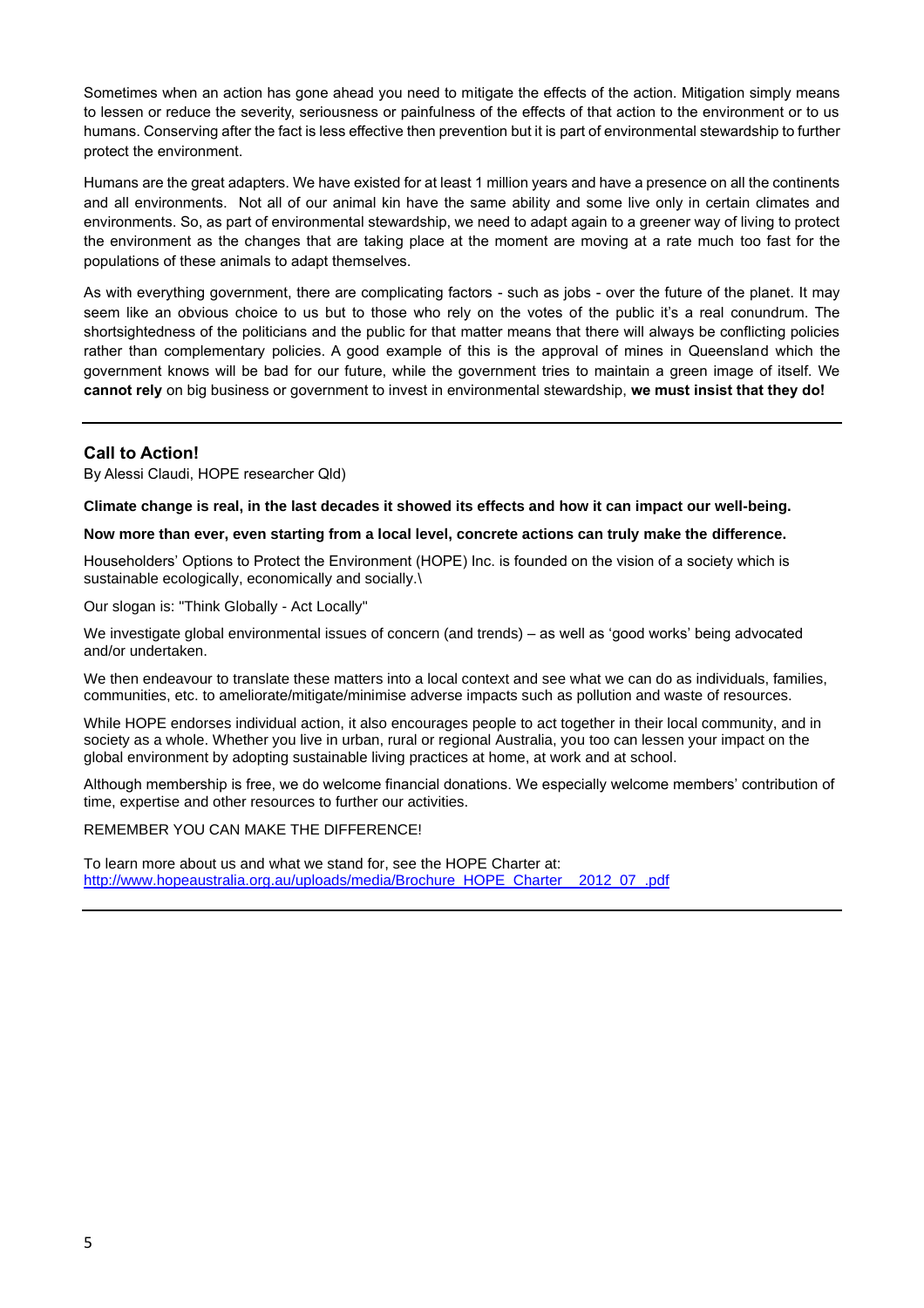Sometimes when an action has gone ahead you need to mitigate the effects of the action. Mitigation simply means to lessen or reduce the severity, seriousness or painfulness of the effects of that action to the environment or to us humans. Conserving after the fact is less effective then prevention but it is part of environmental stewardship to further protect the environment.

Humans are the great adapters. We have existed for at least 1 million years and have a presence on all the continents and all environments. Not all of our animal kin have the same ability and some live only in certain climates and environments. So, as part of environmental stewardship, we need to adapt again to a greener way of living to protect the environment as the changes that are taking place at the moment are moving at a rate much too fast for the populations of these animals to adapt themselves.

As with everything government, there are complicating factors - such as jobs - over the future of the planet. It may seem like an obvious choice to us but to those who rely on the votes of the public it's a real conundrum. The shortsightedness of the politicians and the public for that matter means that there will always be conflicting policies rather than complementary policies. A good example of this is the approval of mines in Queensland which the government knows will be bad for our future, while the government tries to maintain a green image of itself. We **cannot rely** on big business or government to invest in environmental stewardship, **we must insist that they do!**

---

### Call to Action!

By Alessi Claudi, HOPE researcher Qld)

**Climate change is real, in the last decades it showed its effects and how it can impact our well-being.**

**Now more than ever, even starting from a local level, concrete actions can truly make the difference.**

Householders' Options to Protect the Environment (HOPE) Inc. is founded on the vision of a society which is sustainable ecologically, economically and socially.\

Our slogan is: "Think Globally - Act Locally"

We investigate global environmental issues of concern (and trends) – as well as 'good works' being advocated and/or undertaken.

We then endeavour to translate these matters into a local context and see what we can do as individuals, families, communities, etc. to ameliorate/mitigate/minimise adverse impacts such as pollution and waste of resources.

While HOPE endorses individual action, it also encourages people to act together in their local community, and in society as a whole. Whether you live in urban, rural or regional Australia, you too can lessen your impact on the global environment by adopting sustainable living practices at home, at work and at school.

Although membership is free, we do welcome financial donations. We especially welcome members' contribution of time, expertise and other resources to further our activities.

REMEMBER YOU CAN MAKE THE DIFFERENCE!

To learn more about us and what we stand for, see the HOPE Charter at:
http://www.hopeaustralia.org.au/uploads/media/Brochure_HOPE_Charter__2012_07_.pdf

---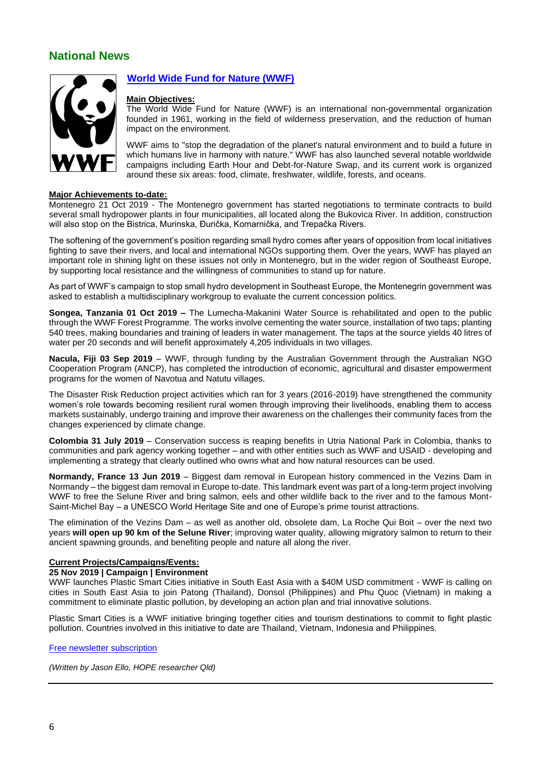## National News

### World Wide Fund for Nature (WWF)

**Main Objectives:**

The World Wide Fund for Nature (WWF) is an international non-governmental organization founded in 1961, working in the field of wilderness preservation, and the reduction of human impact on the environment.

WWF aims to "stop the degradation of the planet's natural environment and to build a future in which humans live in harmony with nature." WWF has also launched several notable worldwide campaigns including Earth Hour and Debt-for-Nature Swap, and its current work is organized around these six areas: food, climate, freshwater, wildlife, forests, and oceans.

**Major Achievements to-date:**

Montenegro 21 Oct 2019 - The Montenegro government has started negotiations to terminate contracts to build several small hydropower plants in four municipalities, all located along the Bukovica River. In addition, construction will also stop on the Bistrica, Murinska, Đurička, Komarnička, and Trepačka Rivers.

The softening of the government's position regarding small hydro comes after years of opposition from local initiatives fighting to save their rivers, and local and international NGOs supporting them. Over the years, WWF has played an important role in shining light on these issues not only in Montenegro, but in the wider region of Southeast Europe, by supporting local resistance and the willingness of communities to stand up for nature.

As part of WWF's campaign to stop small hydro development in Southeast Europe, the Montenegrin government was asked to establish a multidisciplinary workgroup to evaluate the current concession politics.

**Songea, Tanzania 01 Oct 2019 –** The Lumecha-Makanini Water Source is rehabilitated and open to the public through the WWF Forest Programme. The works involve cementing the water source, installation of two taps; planting 540 trees, making boundaries and training of leaders in water management. The taps at the source yields 40 litres of water per 20 seconds and will benefit approximately 4,205 individuals in two villages.

**Nacula, Fiji 03 Sep 2019** – WWF, through funding by the Australian Government through the Australian NGO Cooperation Program (ANCP), has completed the introduction of economic, agricultural and disaster empowerment programs for the women of Navotua and Natutu villages.

The Disaster Risk Reduction project activities which ran for 3 years (2016-2019) have strengthened the community women's role towards becoming resilient rural women through improving their livelihoods, enabling them to access markets sustainably, undergo training and improve their awareness on the challenges their community faces from the changes experienced by climate change.

**Colombia 31 July 2019** – Conservation success is reaping benefits in Utria National Park in Colombia, thanks to communities and park agency working together – and with other entities such as WWF and USAID - developing and implementing a strategy that clearly outlined who owns what and how natural resources can be used.

**Normandy, France 13 Jun 2019** – Biggest dam removal in European history commenced in the Vezins Dam in Normandy – the biggest dam removal in Europe to-date. This landmark event was part of a long-term project involving WWF to free the Selune River and bring salmon, eels and other wildlife back to the river and to the famous Mont-Saint-Michel Bay – a UNESCO World Heritage Site and one of Europe's prime tourist attractions.

The elimination of the Vezins Dam – as well as another old, obsolete dam, La Roche Qui Boit – over the next two years **will open up 90 km of the Selune River**; improving water quality, allowing migratory salmon to return to their ancient spawning grounds, and benefiting people and nature all along the river.

**Current Projects/Campaigns/Events:**

**25 Nov 2019 | Campaign | Environment**

WWF launches Plastic Smart Cities initiative in South East Asia with a $40M USD commitment - WWF is calling on cities in South East Asia to join Patong (Thailand), Donsol (Philippines) and Phu Quoc (Vietnam) in making a commitment to eliminate plastic pollution, by developing an action plan and trial innovative solutions.

Plastic Smart Cities is a WWF initiative bringing together cities and tourism destinations to commit to fight plastic pollution. Countries involved in this initiative to date are Thailand, Vietnam, Indonesia and Philippines.

Free newsletter subscription

*(Written by Jason Ello, HOPE researcher Qld)*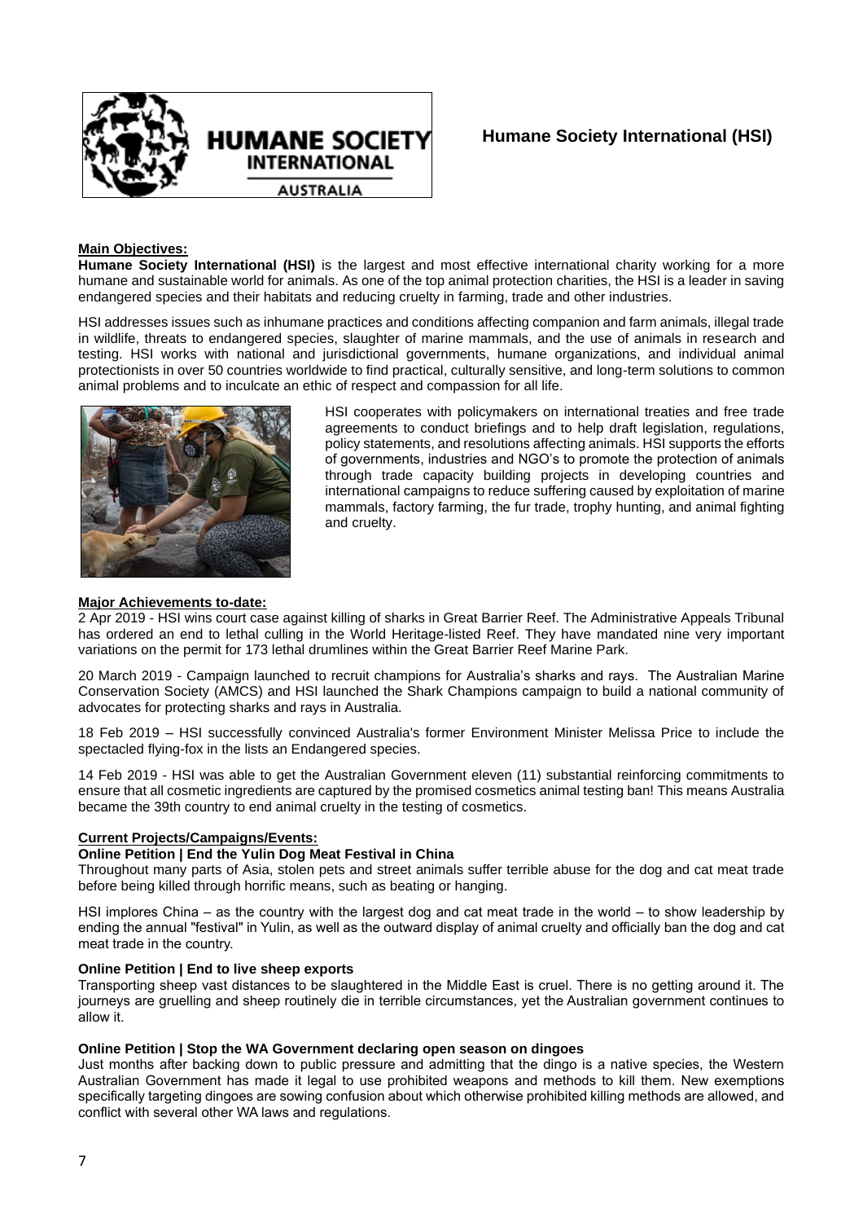# Humane Society International (HSI)

**Main Objectives:**

**Humane Society International (HSI)** is the largest and most effective international charity working for a more humane and sustainable world for animals. As one of the top animal protection charities, the HSI is a leader in saving endangered species and their habitats and reducing cruelty in farming, trade and other industries.

HSI addresses issues such as inhumane practices and conditions affecting companion and farm animals, illegal trade in wildlife, threats to endangered species, slaughter of marine mammals, and the use of animals in research and testing. HSI works with national and jurisdictional governments, humane organizations, and individual animal protectionists in over 50 countries worldwide to find practical, culturally sensitive, and long-term solutions to common animal problems and to inculcate an ethic of respect and compassion for all life.

HSI cooperates with policymakers on international treaties and free trade agreements to conduct briefings and to help draft legislation, regulations, policy statements, and resolutions affecting animals. HSI supports the efforts of governments, industries and NGO's to promote the protection of animals through trade capacity building projects in developing countries and international campaigns to reduce suffering caused by exploitation of marine mammals, factory farming, the fur trade, trophy hunting, and animal fighting and cruelty.

**Major Achievements to-date:**

2 Apr 2019 - HSI wins court case against killing of sharks in Great Barrier Reef. The Administrative Appeals Tribunal has ordered an end to lethal culling in the World Heritage-listed Reef. They have mandated nine very important variations on the permit for 173 lethal drumlines within the Great Barrier Reef Marine Park.

20 March 2019 - Campaign launched to recruit champions for Australia's sharks and rays. The Australian Marine Conservation Society (AMCS) and HSI launched the Shark Champions campaign to build a national community of advocates for protecting sharks and rays in Australia.

18 Feb 2019 – HSI successfully convinced Australia's former Environment Minister Melissa Price to include the spectacled flying-fox in the lists an Endangered species.

14 Feb 2019 - HSI was able to get the Australian Government eleven (11) substantial reinforcing commitments to ensure that all cosmetic ingredients are captured by the promised cosmetics animal testing ban! This means Australia became the 39th country to end animal cruelty in the testing of cosmetics.

**Current Projects/Campaigns/Events:**

**Online Petition | End the Yulin Dog Meat Festival in China**

Throughout many parts of Asia, stolen pets and street animals suffer terrible abuse for the dog and cat meat trade before being killed through horrific means, such as beating or hanging.

HSI implores China – as the country with the largest dog and cat meat trade in the world – to show leadership by ending the annual "festival" in Yulin, as well as the outward display of animal cruelty and officially ban the dog and cat meat trade in the country.

**Online Petition | End to live sheep exports**

Transporting sheep vast distances to be slaughtered in the Middle East is cruel. There is no getting around it. The journeys are gruelling and sheep routinely die in terrible circumstances, yet the Australian government continues to allow it.

**Online Petition | Stop the WA Government declaring open season on dingoes**

Just months after backing down to public pressure and admitting that the dingo is a native species, the Western Australian Government has made it legal to use prohibited weapons and methods to kill them. New exemptions specifically targeting dingoes are sowing confusion about which otherwise prohibited killing methods are allowed, and conflict with several other WA laws and regulations.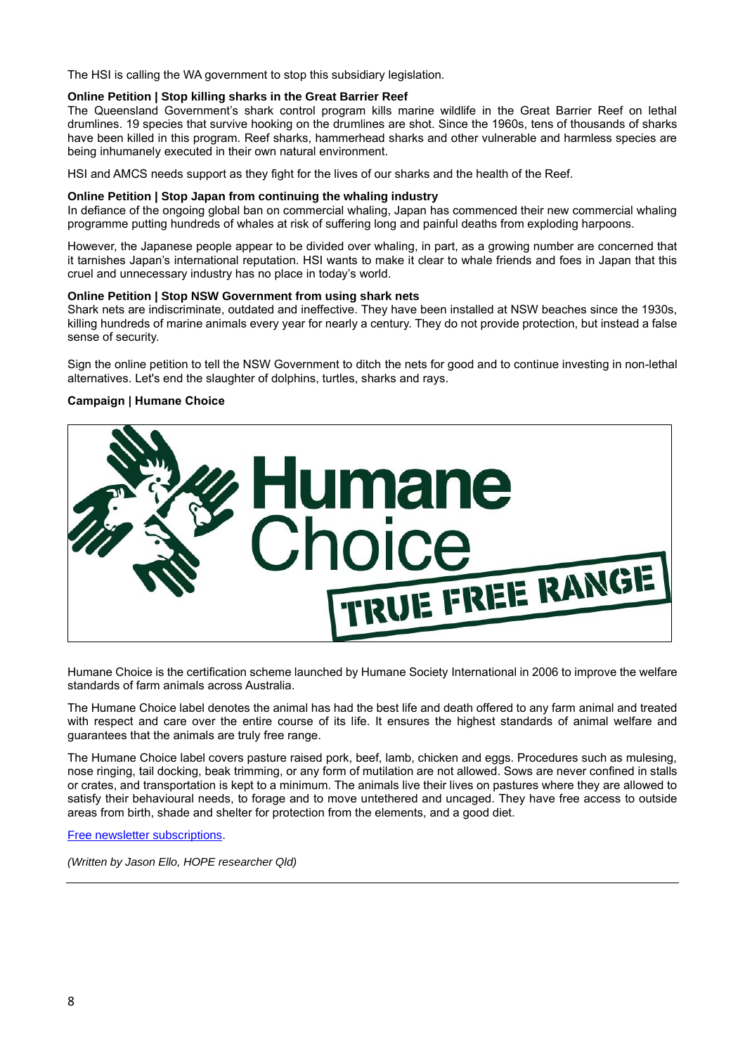The HSI is calling the WA government to stop this subsidiary legislation.

**Online Petition | Stop killing sharks in the Great Barrier Reef**

The Queensland Government's shark control program kills marine wildlife in the Great Barrier Reef on lethal drumlines. 19 species that survive hooking on the drumlines are shot. Since the 1960s, tens of thousands of sharks have been killed in this program. Reef sharks, hammerhead sharks and other vulnerable and harmless species are being inhumanely executed in their own natural environment.

HSI and AMCS needs support as they fight for the lives of our sharks and the health of the Reef.

**Online Petition | Stop Japan from continuing the whaling industry**

In defiance of the ongoing global ban on commercial whaling, Japan has commenced their new commercial whaling programme putting hundreds of whales at risk of suffering long and painful deaths from exploding harpoons.

However, the Japanese people appear to be divided over whaling, in part, as a growing number are concerned that it tarnishes Japan's international reputation. HSI wants to make it clear to whale friends and foes in Japan that this cruel and unnecessary industry has no place in today's world.

**Online Petition | Stop NSW Government from using shark nets**

Shark nets are indiscriminate, outdated and ineffective. They have been installed at NSW beaches since the 1930s, killing hundreds of marine animals every year for nearly a century. They do not provide protection, but instead a false sense of security.

Sign the online petition to tell the NSW Government to ditch the nets for good and to continue investing in non-lethal alternatives. Let's end the slaughter of dolphins, turtles, sharks and rays.

**Campaign | Humane Choice**

Humane Choice

TRUE FREE RANGE

Humane Choice is the certification scheme launched by Humane Society International in 2006 to improve the welfare standards of farm animals across Australia.

The Humane Choice label denotes the animal has had the best life and death offered to any farm animal and treated with respect and care over the entire course of its life. It ensures the highest standards of animal welfare and guarantees that the animals are truly free range.

The Humane Choice label covers pasture raised pork, beef, lamb, chicken and eggs. Procedures such as mulesing, nose ringing, tail docking, beak trimming, or any form of mutilation are not allowed. Sows are never confined in stalls or crates, and transportation is kept to a minimum. The animals live their lives on pastures where they are allowed to satisfy their behavioural needs, to forage and to move untethered and uncaged. They have free access to outside areas from birth, shade and shelter for protection from the elements, and a good diet.

Free newsletter subscriptions.

*(Written by Jason Ello, HOPE researcher Qld)*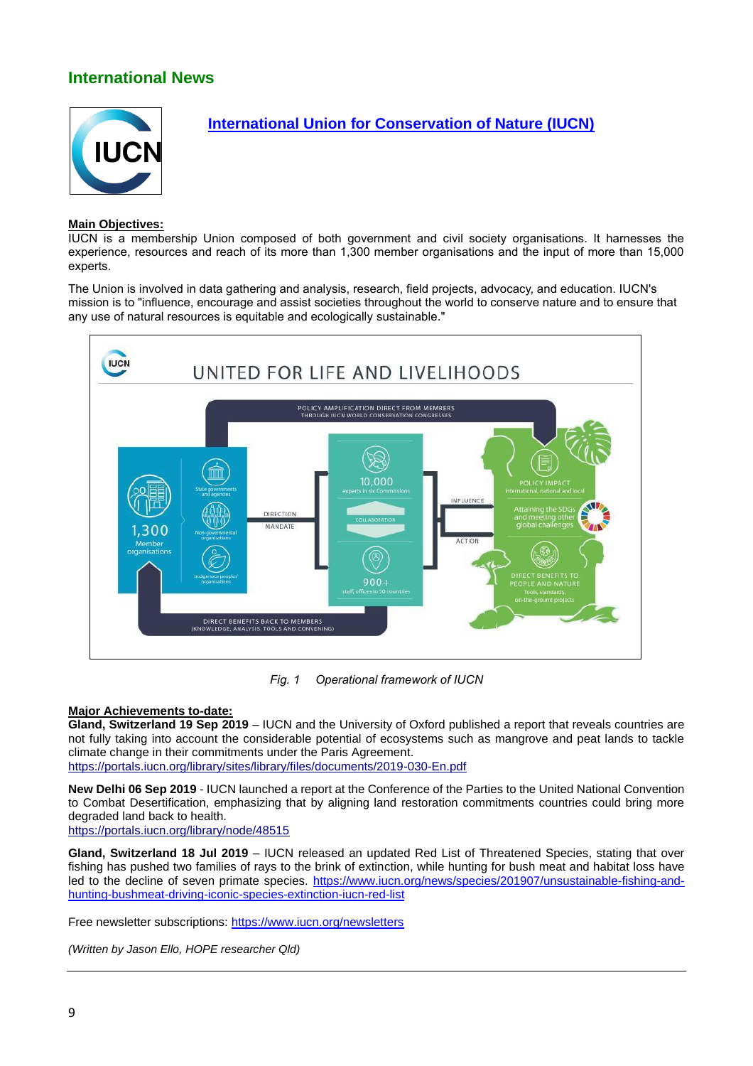## International News

### International Union for Conservation of Nature (IUCN)

**Main Objectives:**
IUCN is a membership Union composed of both government and civil society organisations. It harnesses the experience, resources and reach of its more than 1,300 member organisations and the input of more than 15,000 experts.

The Union is involved in data gathering and analysis, research, field projects, advocacy, and education. IUCN's mission is to "influence, encourage and assist societies throughout the world to conserve nature and to ensure that any use of natural resources is equitable and ecologically sustainable."

*Fig. 1 Operational framework of IUCN*

**Major Achievements to-date:**
**Gland, Switzerland 19 Sep 2019** – IUCN and the University of Oxford published a report that reveals countries are not fully taking into account the considerable potential of ecosystems such as mangrove and peat lands to tackle climate change in their commitments under the Paris Agreement.
https://portals.iucn.org/library/sites/library/files/documents/2019-030-En.pdf

**New Delhi 06 Sep 2019** - IUCN launched a report at the Conference of the Parties to the United National Convention to Combat Desertification, emphasizing that by aligning land restoration commitments countries could bring more degraded land back to health.
https://portals.iucn.org/library/node/48515

**Gland, Switzerland 18 Jul 2019** – IUCN released an updated Red List of Threatened Species, stating that over fishing has pushed two families of rays to the brink of extinction, while hunting for bush meat and habitat loss have led to the decline of seven primate species. https://www.iucn.org/news/species/201907/unsustainable-fishing-and-hunting-bushmeat-driving-iconic-species-extinction-iucn-red-list

Free newsletter subscriptions: https://www.iucn.org/newsletters

*(Written by Jason Ello, HOPE researcher Qld)*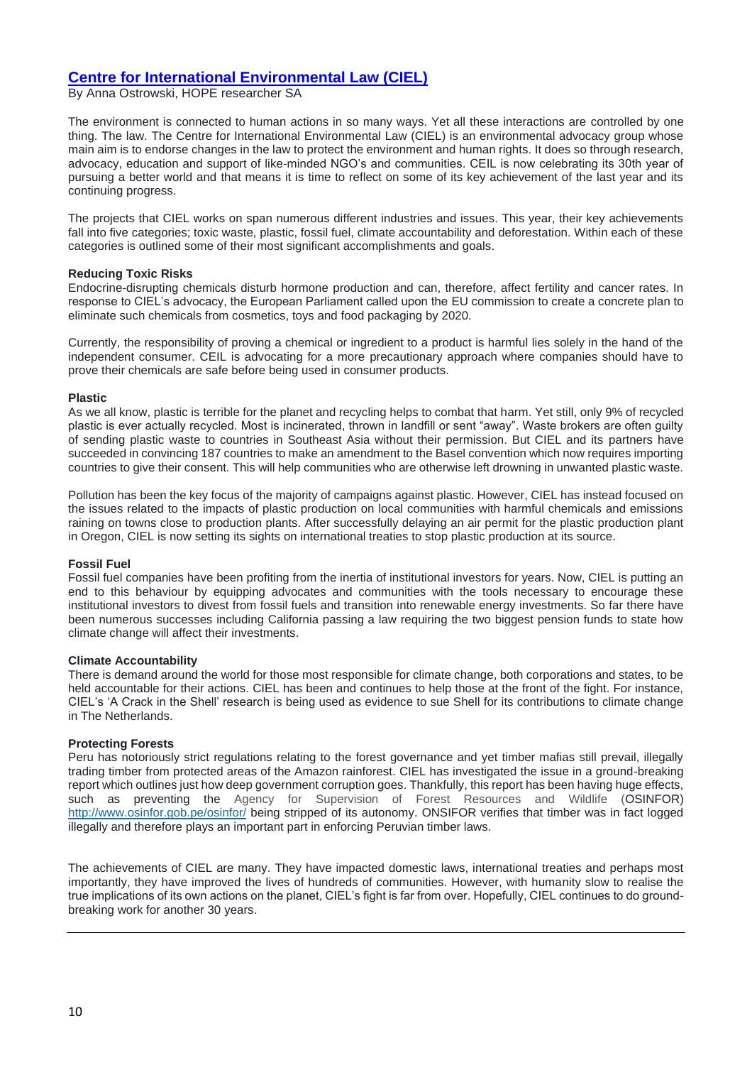## [Centre for International Environmental Law (CIEL)]

By Anna Ostrowski, HOPE researcher SA

The environment is connected to human actions in so many ways. Yet all these interactions are controlled by one thing. The law. The Centre for International Environmental Law (CIEL) is an environmental advocacy group whose main aim is to endorse changes in the law to protect the environment and human rights. It does so through research, advocacy, education and support of like-minded NGO's and communities. CEIL is now celebrating its 30th year of pursuing a better world and that means it is time to reflect on some of its key achievement of the last year and its continuing progress.

The projects that CIEL works on span numerous different industries and issues. This year, their key achievements fall into five categories; toxic waste, plastic, fossil fuel, climate accountability and deforestation. Within each of these categories is outlined some of their most significant accomplishments and goals.

**Reducing Toxic Risks**

Endocrine-disrupting chemicals disturb hormone production and can, therefore, affect fertility and cancer rates. In response to CIEL's advocacy, the European Parliament called upon the EU commission to create a concrete plan to eliminate such chemicals from cosmetics, toys and food packaging by 2020.

Currently, the responsibility of proving a chemical or ingredient to a product is harmful lies solely in the hand of the independent consumer. CEIL is advocating for a more precautionary approach where companies should have to prove their chemicals are safe before being used in consumer products.

**Plastic**

As we all know, plastic is terrible for the planet and recycling helps to combat that harm. Yet still, only 9% of recycled plastic is ever actually recycled. Most is incinerated, thrown in landfill or sent "away". Waste brokers are often guilty of sending plastic waste to countries in Southeast Asia without their permission. But CIEL and its partners have succeeded in convincing 187 countries to make an amendment to the Basel convention which now requires importing countries to give their consent. This will help communities who are otherwise left drowning in unwanted plastic waste.

Pollution has been the key focus of the majority of campaigns against plastic. However, CIEL has instead focused on the issues related to the impacts of plastic production on local communities with harmful chemicals and emissions raining on towns close to production plants. After successfully delaying an air permit for the plastic production plant in Oregon, CIEL is now setting its sights on international treaties to stop plastic production at its source.

**Fossil Fuel**

Fossil fuel companies have been profiting from the inertia of institutional investors for years. Now, CIEL is putting an end to this behaviour by equipping advocates and communities with the tools necessary to encourage these institutional investors to divest from fossil fuels and transition into renewable energy investments. So far there have been numerous successes including California passing a law requiring the two biggest pension funds to state how climate change will affect their investments.

**Climate Accountability**

There is demand around the world for those most responsible for climate change, both corporations and states, to be held accountable for their actions. CIEL has been and continues to help those at the front of the fight. For instance, CIEL's 'A Crack in the Shell' research is being used as evidence to sue Shell for its contributions to climate change in The Netherlands.

**Protecting Forests**

Peru has notoriously strict regulations relating to the forest governance and yet timber mafias still prevail, illegally trading timber from protected areas of the Amazon rainforest. CIEL has investigated the issue in a ground-breaking report which outlines just how deep government corruption goes. Thankfully, this report has been having huge effects, such as preventing the Agency for Supervision of Forest Resources and Wildlife (OSINFOR) http://www.osinfor.gob.pe/osinfor/ being stripped of its autonomy. ONSIFOR verifies that timber was in fact logged illegally and therefore plays an important part in enforcing Peruvian timber laws.

The achievements of CIEL are many. They have impacted domestic laws, international treaties and perhaps most importantly, they have improved the lives of hundreds of communities. However, with humanity slow to realise the true implications of its own actions on the planet, CIEL's fight is far from over. Hopefully, CIEL continues to do ground-breaking work for another 30 years.